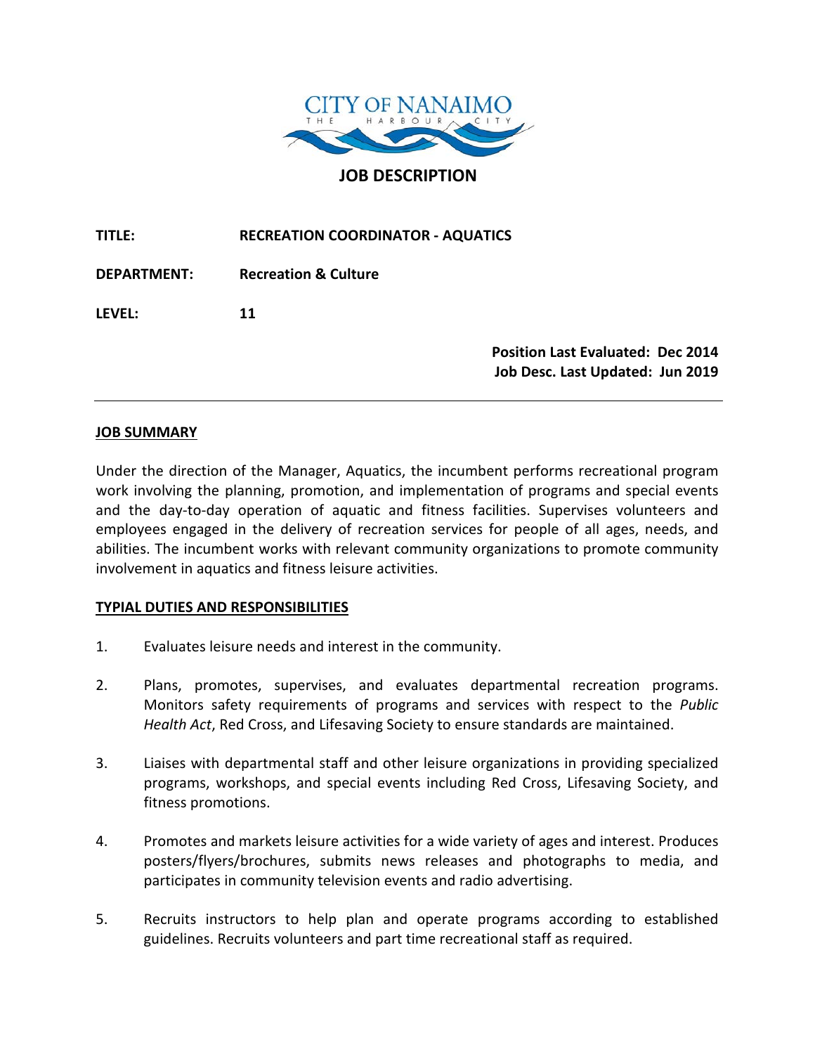CITY OF NANAIMO
THE HARBOUR CITY

# JOB DESCRIPTION

**TITLE:** **RECREATION COORDINATOR - AQUATICS**

**DEPARTMENT:** **Recreation & Culture**

**LEVEL:** **11**

**Position Last Evaluated: Dec 2014**
**Job Desc. Last Updated: Jun 2019**

---

## JOB SUMMARY

Under the direction of the Manager, Aquatics, the incumbent performs recreational program work involving the planning, promotion, and implementation of programs and special events and the day-to-day operation of aquatic and fitness facilities. Supervises volunteers and employees engaged in the delivery of recreation services for people of all ages, needs, and abilities. The incumbent works with relevant community organizations to promote community involvement in aquatics and fitness leisure activities.

## TYPIAL DUTIES AND RESPONSIBILITIES

1. Evaluates leisure needs and interest in the community.

2. Plans, promotes, supervises, and evaluates departmental recreation programs. Monitors safety requirements of programs and services with respect to the *Public Health Act*, Red Cross, and Lifesaving Society to ensure standards are maintained.

3. Liaises with departmental staff and other leisure organizations in providing specialized programs, workshops, and special events including Red Cross, Lifesaving Society, and fitness promotions.

4. Promotes and markets leisure activities for a wide variety of ages and interest. Produces posters/flyers/brochures, submits news releases and photographs to media, and participates in community television events and radio advertising.

5. Recruits instructors to help plan and operate programs according to established guidelines. Recruits volunteers and part time recreational staff as required.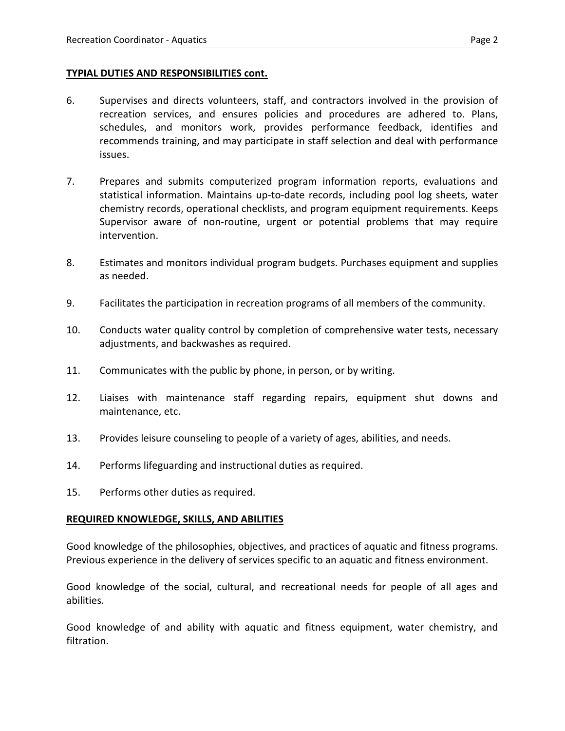**TYPIAL DUTIES AND RESPONSIBILITIES cont.**

6. Supervises and directs volunteers, staff, and contractors involved in the provision of recreation services, and ensures policies and procedures are adhered to. Plans, schedules, and monitors work, provides performance feedback, identifies and recommends training, and may participate in staff selection and deal with performance issues.

7. Prepares and submits computerized program information reports, evaluations and statistical information. Maintains up-to-date records, including pool log sheets, water chemistry records, operational checklists, and program equipment requirements. Keeps Supervisor aware of non-routine, urgent or potential problems that may require intervention.

8. Estimates and monitors individual program budgets. Purchases equipment and supplies as needed.

9. Facilitates the participation in recreation programs of all members of the community.

10. Conducts water quality control by completion of comprehensive water tests, necessary adjustments, and backwashes as required.

11. Communicates with the public by phone, in person, or by writing.

12. Liaises with maintenance staff regarding repairs, equipment shut downs and maintenance, etc.

13. Provides leisure counseling to people of a variety of ages, abilities, and needs.

14. Performs lifeguarding and instructional duties as required.

15. Performs other duties as required.

**REQUIRED KNOWLEDGE, SKILLS, AND ABILITIES**

Good knowledge of the philosophies, objectives, and practices of aquatic and fitness programs. Previous experience in the delivery of services specific to an aquatic and fitness environment.

Good knowledge of the social, cultural, and recreational needs for people of all ages and abilities.

Good knowledge of and ability with aquatic and fitness equipment, water chemistry, and filtration.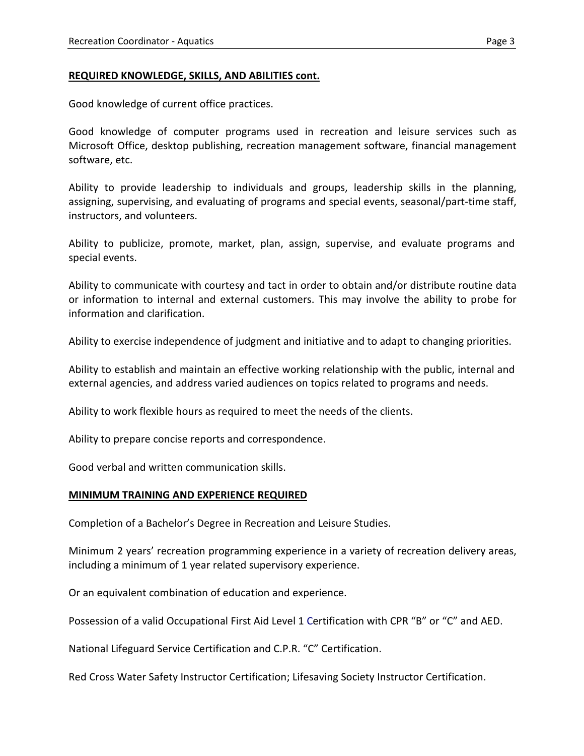**REQUIRED KNOWLEDGE, SKILLS, AND ABILITIES cont.**

Good knowledge of current office practices.

Good knowledge of computer programs used in recreation and leisure services such as Microsoft Office, desktop publishing, recreation management software, financial management software, etc.

Ability to provide leadership to individuals and groups, leadership skills in the planning, assigning, supervising, and evaluating of programs and special events, seasonal/part-time staff, instructors, and volunteers.

Ability to publicize, promote, market, plan, assign, supervise, and evaluate programs and special events.

Ability to communicate with courtesy and tact in order to obtain and/or distribute routine data or information to internal and external customers. This may involve the ability to probe for information and clarification.

Ability to exercise independence of judgment and initiative and to adapt to changing priorities.

Ability to establish and maintain an effective working relationship with the public, internal and external agencies, and address varied audiences on topics related to programs and needs.

Ability to work flexible hours as required to meet the needs of the clients.

Ability to prepare concise reports and correspondence.

Good verbal and written communication skills.

**MINIMUM TRAINING AND EXPERIENCE REQUIRED**

Completion of a Bachelor's Degree in Recreation and Leisure Studies.

Minimum 2 years' recreation programming experience in a variety of recreation delivery areas, including a minimum of 1 year related supervisory experience.

Or an equivalent combination of education and experience.

Possession of a valid Occupational First Aid Level 1 Certification with CPR "B" or "C" and AED.

National Lifeguard Service Certification and C.P.R. "C" Certification.

Red Cross Water Safety Instructor Certification; Lifesaving Society Instructor Certification.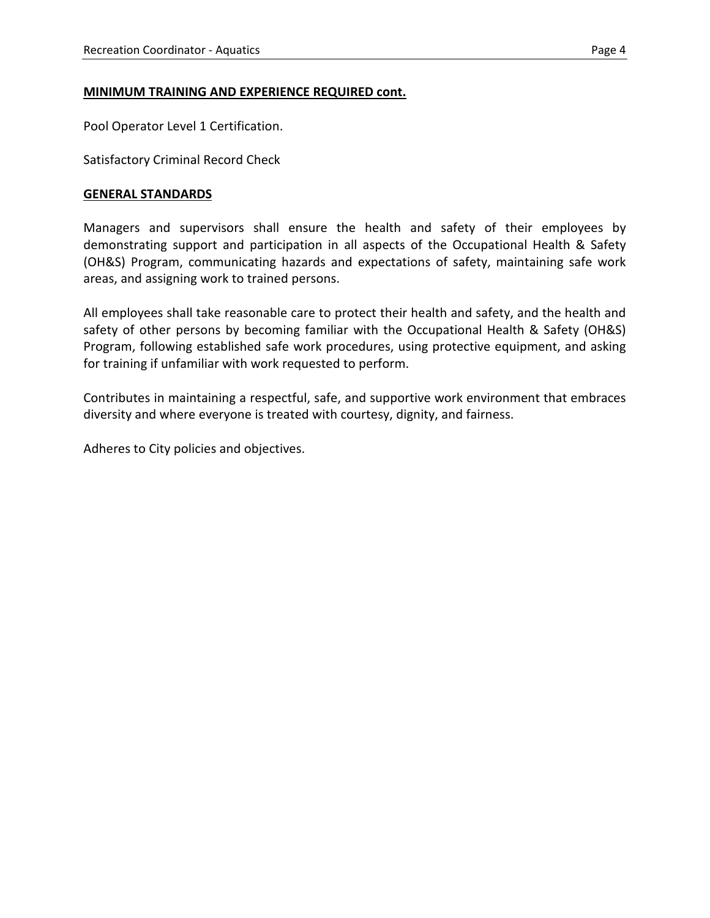## MINIMUM TRAINING AND EXPERIENCE REQUIRED cont.

Pool Operator Level 1 Certification.

Satisfactory Criminal Record Check

## GENERAL STANDARDS

Managers and supervisors shall ensure the health and safety of their employees by demonstrating support and participation in all aspects of the Occupational Health & Safety (OH&S) Program, communicating hazards and expectations of safety, maintaining safe work areas, and assigning work to trained persons.

All employees shall take reasonable care to protect their health and safety, and the health and safety of other persons by becoming familiar with the Occupational Health & Safety (OH&S) Program, following established safe work procedures, using protective equipment, and asking for training if unfamiliar with work requested to perform.

Contributes in maintaining a respectful, safe, and supportive work environment that embraces diversity and where everyone is treated with courtesy, dignity, and fairness.

Adheres to City policies and objectives.